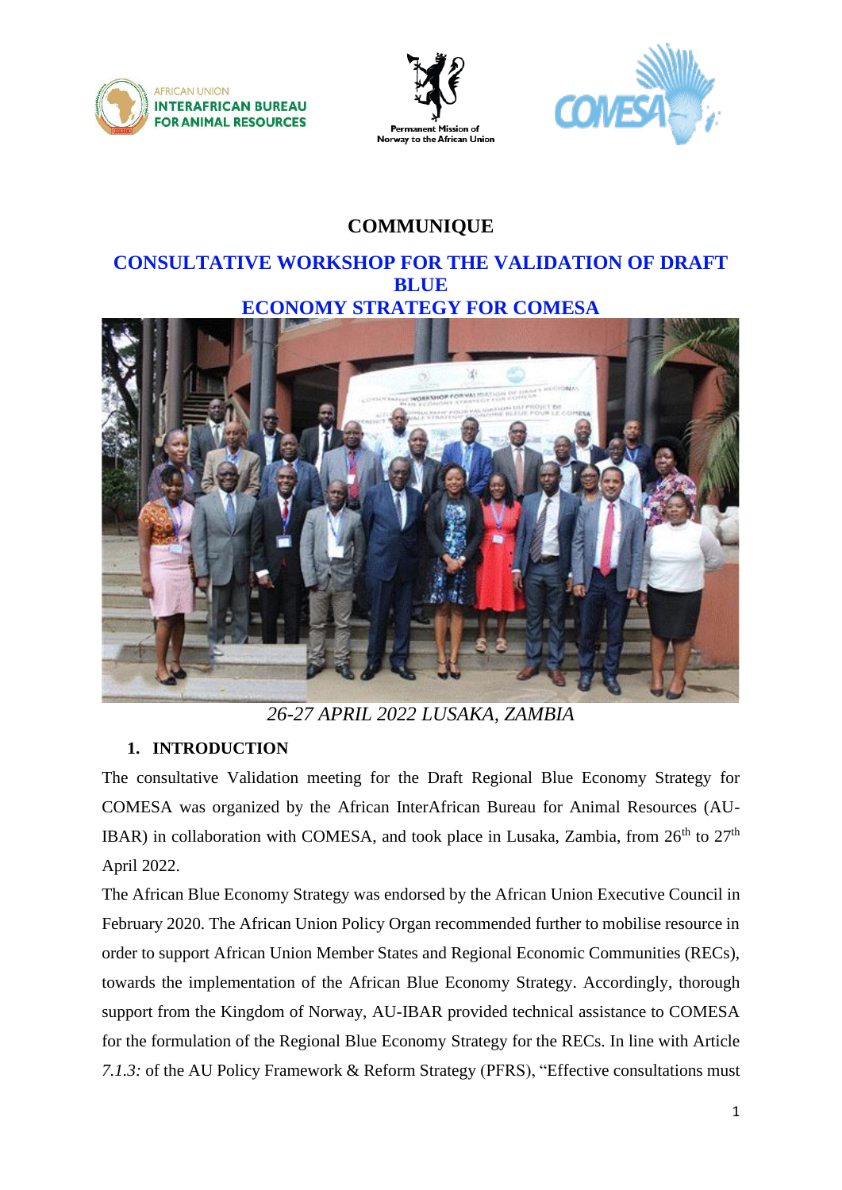AFRICAN UNION
INTERAFRICAN BUREAU FOR ANIMAL RESOURCES

Permanent Mission of Norway to the African Union

COMESA

# COMMUNIQUE

## CONSULTATIVE WORKSHOP FOR THE VALIDATION OF DRAFT BLUE ECONOMY STRATEGY FOR COMESA

*26-27 APRIL 2022 LUSAKA, ZAMBIA*

### 1. INTRODUCTION

The consultative Validation meeting for the Draft Regional Blue Economy Strategy for COMESA was organized by the African InterAfrican Bureau for Animal Resources (AU-IBAR) in collaboration with COMESA, and took place in Lusaka, Zambia, from 26th to 27th April 2022.

The African Blue Economy Strategy was endorsed by the African Union Executive Council in February 2020. The African Union Policy Organ recommended further to mobilise resource in order to support African Union Member States and Regional Economic Communities (RECs), towards the implementation of the African Blue Economy Strategy. Accordingly, thorough support from the Kingdom of Norway, AU-IBAR provided technical assistance to COMESA for the formulation of the Regional Blue Economy Strategy for the RECs. In line with Article *7.1.3:* of the AU Policy Framework & Reform Strategy (PFRS), "Effective consultations must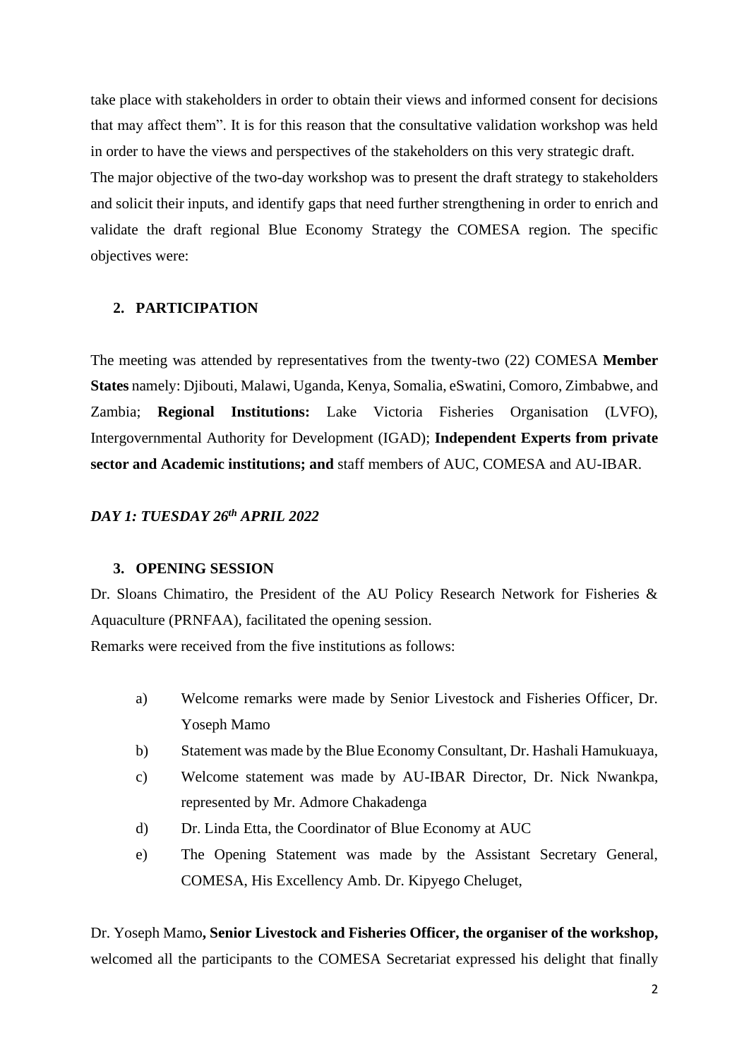take place with stakeholders in order to obtain their views and informed consent for decisions that may affect them". It is for this reason that the consultative validation workshop was held in order to have the views and perspectives of the stakeholders on this very strategic draft. The major objective of the two-day workshop was to present the draft strategy to stakeholders and solicit their inputs, and identify gaps that need further strengthening in order to enrich and validate the draft regional Blue Economy Strategy the COMESA region. The specific objectives were:

## 2. PARTICIPATION

The meeting was attended by representatives from the twenty-two (22) COMESA **Member States** namely: Djibouti, Malawi, Uganda, Kenya, Somalia, eSwatini, Comoro, Zimbabwe, and Zambia; **Regional Institutions:** Lake Victoria Fisheries Organisation (LVFO), Intergovernmental Authority for Development (IGAD); **Independent Experts from private sector and Academic institutions; and** staff members of AUC, COMESA and AU-IBAR.

***DAY 1: TUESDAY 26th APRIL 2022***

## 3. OPENING SESSION

Dr. Sloans Chimatiro, the President of the AU Policy Research Network for Fisheries & Aquaculture (PRNFAA), facilitated the opening session.

Remarks were received from the five institutions as follows:

a) Welcome remarks were made by Senior Livestock and Fisheries Officer, Dr. Yoseph Mamo

b) Statement was made by the Blue Economy Consultant, Dr. Hashali Hamukuaya,

c) Welcome statement was made by AU-IBAR Director, Dr. Nick Nwankpa, represented by Mr. Admore Chakadenga

d) Dr. Linda Etta, the Coordinator of Blue Economy at AUC

e) The Opening Statement was made by the Assistant Secretary General, COMESA, His Excellency Amb. Dr. Kipyego Cheluget,

Dr. Yoseph Mamo**, Senior Livestock and Fisheries Officer, the organiser of the workshop,** welcomed all the participants to the COMESA Secretariat expressed his delight that finally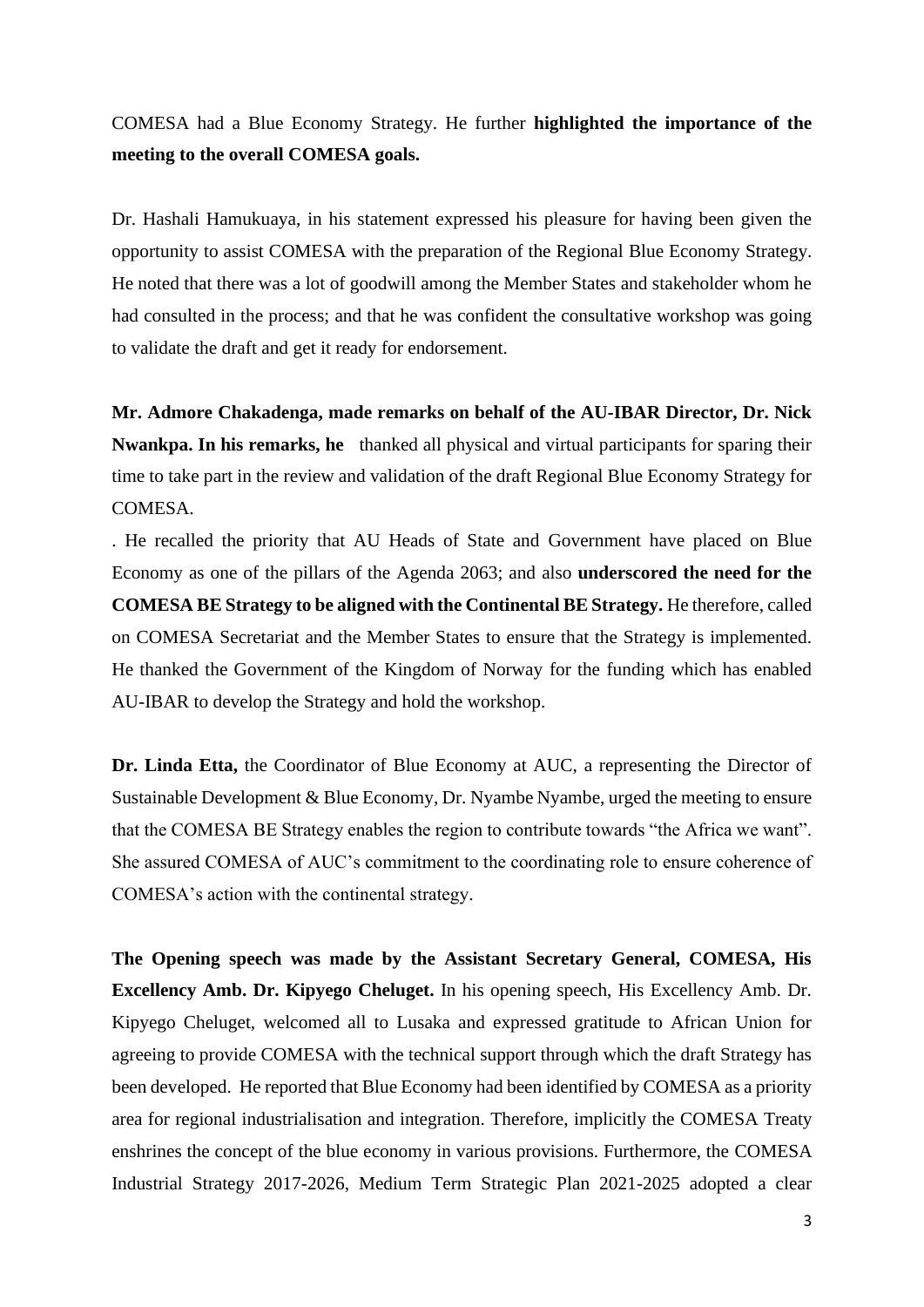COMESA had a Blue Economy Strategy. He further **highlighted the importance of the meeting to the overall COMESA goals.**

Dr. Hashali Hamukuaya, in his statement expressed his pleasure for having been given the opportunity to assist COMESA with the preparation of the Regional Blue Economy Strategy. He noted that there was a lot of goodwill among the Member States and stakeholder whom he had consulted in the process; and that he was confident the consultative workshop was going to validate the draft and get it ready for endorsement.

**Mr. Admore Chakadenga, made remarks on behalf of the AU-IBAR Director, Dr. Nick Nwankpa. In his remarks, he** thanked all physical and virtual participants for sparing their time to take part in the review and validation of the draft Regional Blue Economy Strategy for COMESA.

. He recalled the priority that AU Heads of State and Government have placed on Blue Economy as one of the pillars of the Agenda 2063; and also **underscored the need for the COMESA BE Strategy to be aligned with the Continental BE Strategy.** He therefore, called on COMESA Secretariat and the Member States to ensure that the Strategy is implemented. He thanked the Government of the Kingdom of Norway for the funding which has enabled AU-IBAR to develop the Strategy and hold the workshop.

**Dr. Linda Etta,** the Coordinator of Blue Economy at AUC, a representing the Director of Sustainable Development & Blue Economy, Dr. Nyambe Nyambe, urged the meeting to ensure that the COMESA BE Strategy enables the region to contribute towards "the Africa we want". She assured COMESA of AUC's commitment to the coordinating role to ensure coherence of COMESA's action with the continental strategy.

**The Opening speech was made by the Assistant Secretary General, COMESA, His Excellency Amb. Dr. Kipyego Cheluget.** In his opening speech, His Excellency Amb. Dr. Kipyego Cheluget, welcomed all to Lusaka and expressed gratitude to African Union for agreeing to provide COMESA with the technical support through which the draft Strategy has been developed. He reported that Blue Economy had been identified by COMESA as a priority area for regional industrialisation and integration. Therefore, implicitly the COMESA Treaty enshrines the concept of the blue economy in various provisions. Furthermore, the COMESA Industrial Strategy 2017-2026, Medium Term Strategic Plan 2021-2025 adopted a clear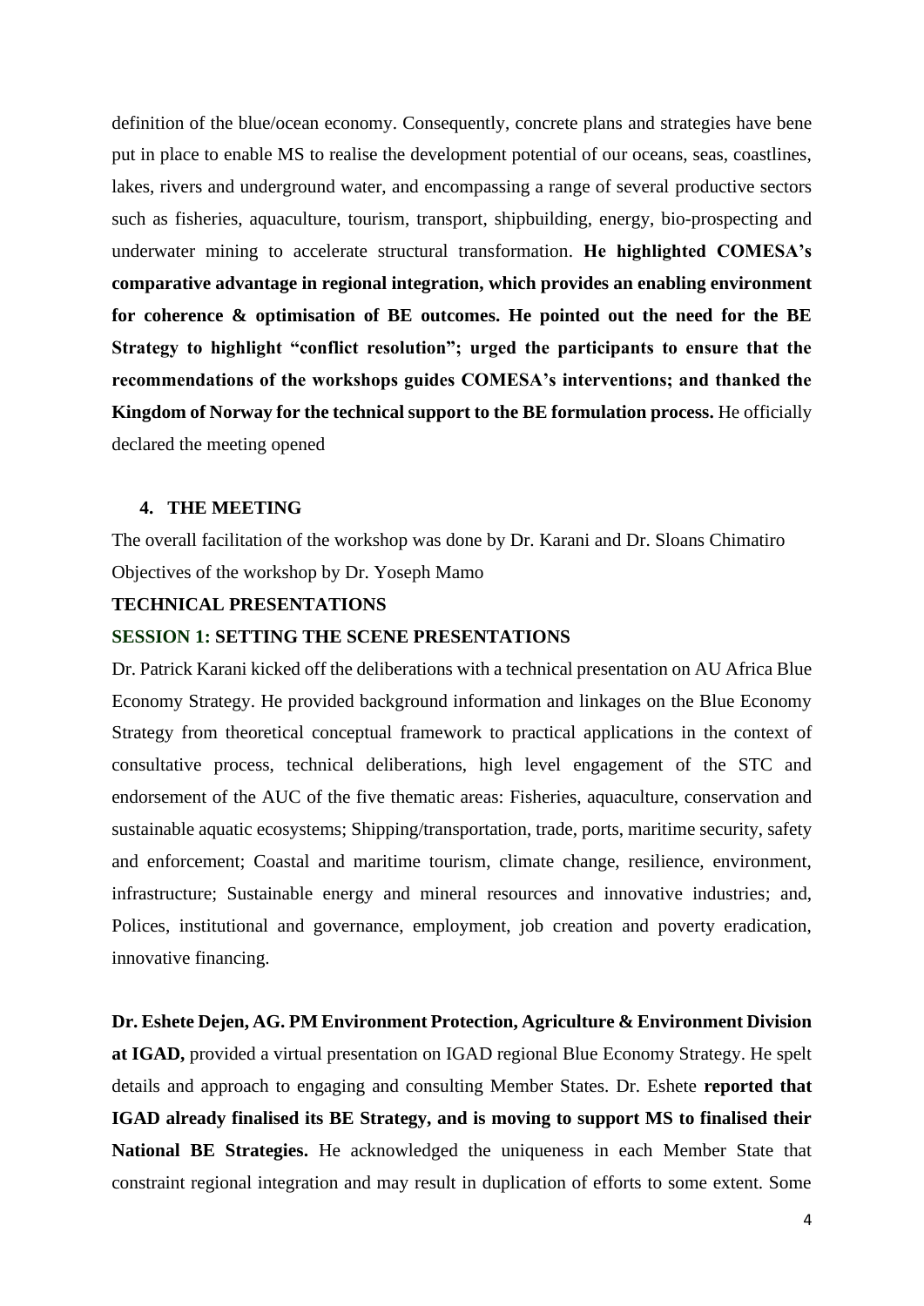definition of the blue/ocean economy. Consequently, concrete plans and strategies have bene put in place to enable MS to realise the development potential of our oceans, seas, coastlines, lakes, rivers and underground water, and encompassing a range of several productive sectors such as fisheries, aquaculture, tourism, transport, shipbuilding, energy, bio-prospecting and underwater mining to accelerate structural transformation. **He highlighted COMESA's comparative advantage in regional integration, which provides an enabling environment for coherence & optimisation of BE outcomes. He pointed out the need for the BE Strategy to highlight "conflict resolution"; urged the participants to ensure that the recommendations of the workshops guides COMESA's interventions; and thanked the Kingdom of Norway for the technical support to the BE formulation process.** He officially declared the meeting opened

## 4. THE MEETING

The overall facilitation of the workshop was done by Dr. Karani and Dr. Sloans Chimatiro

Objectives of the workshop by Dr. Yoseph Mamo

**TECHNICAL PRESENTATIONS**

**SESSION 1: SETTING THE SCENE PRESENTATIONS**

Dr. Patrick Karani kicked off the deliberations with a technical presentation on AU Africa Blue Economy Strategy. He provided background information and linkages on the Blue Economy Strategy from theoretical conceptual framework to practical applications in the context of consultative process, technical deliberations, high level engagement of the STC and endorsement of the AUC of the five thematic areas: Fisheries, aquaculture, conservation and sustainable aquatic ecosystems; Shipping/transportation, trade, ports, maritime security, safety and enforcement; Coastal and maritime tourism, climate change, resilience, environment, infrastructure; Sustainable energy and mineral resources and innovative industries; and, Polices, institutional and governance, employment, job creation and poverty eradication, innovative financing.

**Dr. Eshete Dejen, AG. PM Environment Protection, Agriculture & Environment Division at IGAD,** provided a virtual presentation on IGAD regional Blue Economy Strategy. He spelt details and approach to engaging and consulting Member States. Dr. Eshete **reported that IGAD already finalised its BE Strategy, and is moving to support MS to finalised their National BE Strategies.** He acknowledged the uniqueness in each Member State that constraint regional integration and may result in duplication of efforts to some extent. Some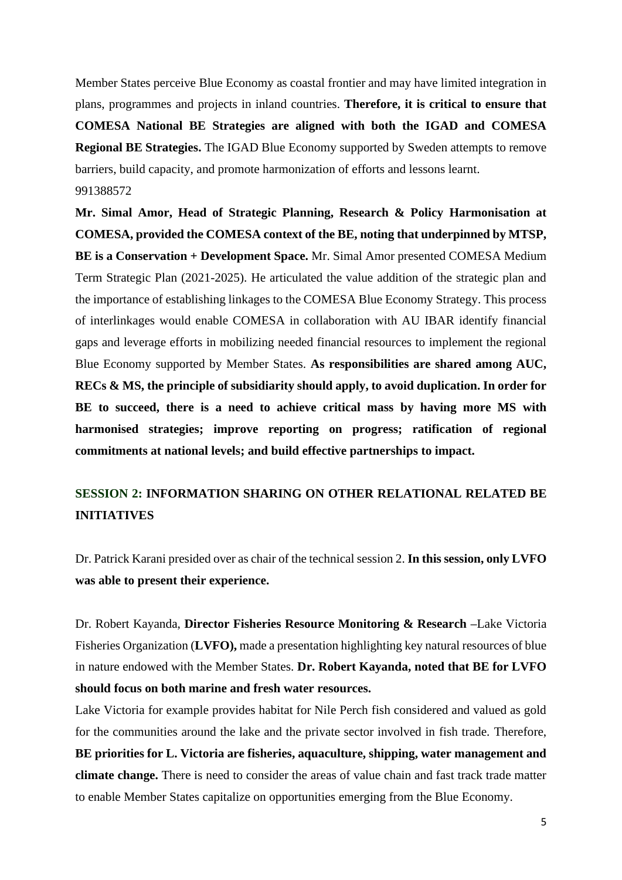Member States perceive Blue Economy as coastal frontier and may have limited integration in plans, programmes and projects in inland countries. **Therefore, it is critical to ensure that COMESA National BE Strategies are aligned with both the IGAD and COMESA Regional BE Strategies.** The IGAD Blue Economy supported by Sweden attempts to remove barriers, build capacity, and promote harmonization of efforts and lessons learnt.
991388572

**Mr. Simal Amor, Head of Strategic Planning, Research & Policy Harmonisation at COMESA, provided the COMESA context of the BE, noting that underpinned by MTSP, BE is a Conservation + Development Space.** Mr. Simal Amor presented COMESA Medium Term Strategic Plan (2021-2025). He articulated the value addition of the strategic plan and the importance of establishing linkages to the COMESA Blue Economy Strategy. This process of interlinkages would enable COMESA in collaboration with AU IBAR identify financial gaps and leverage efforts in mobilizing needed financial resources to implement the regional Blue Economy supported by Member States. **As responsibilities are shared among AUC, RECs & MS, the principle of subsidiarity should apply, to avoid duplication. In order for BE to succeed, there is a need to achieve critical mass by having more MS with harmonised strategies; improve reporting on progress; ratification of regional commitments at national levels; and build effective partnerships to impact.**

## SESSION 2: INFORMATION SHARING ON OTHER RELATIONAL RELATED BE INITIATIVES

Dr. Patrick Karani presided over as chair of the technical session 2. **In this session, only LVFO was able to present their experience.**

Dr. Robert Kayanda, **Director Fisheries Resource Monitoring & Research** –Lake Victoria Fisheries Organization (**LVFO),** made a presentation highlighting key natural resources of blue in nature endowed with the Member States. **Dr. Robert Kayanda, noted that BE for LVFO should focus on both marine and fresh water resources.**

Lake Victoria for example provides habitat for Nile Perch fish considered and valued as gold for the communities around the lake and the private sector involved in fish trade. Therefore, **BE priorities for L. Victoria are fisheries, aquaculture, shipping, water management and climate change.** There is need to consider the areas of value chain and fast track trade matter to enable Member States capitalize on opportunities emerging from the Blue Economy.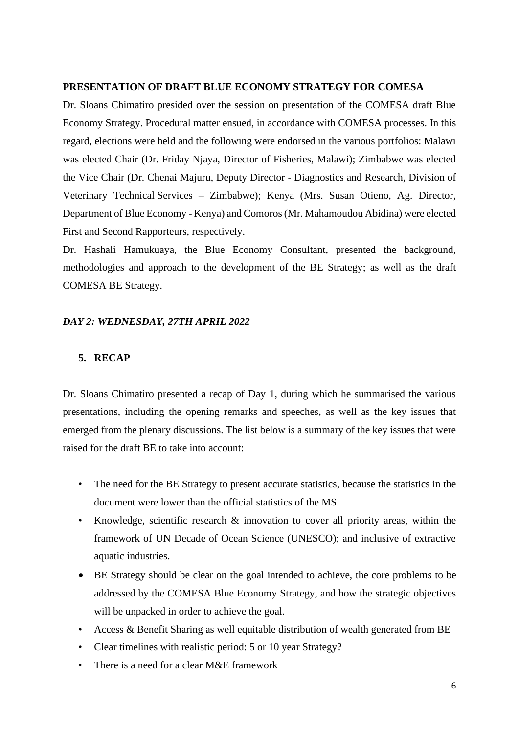**PRESENTATION OF DRAFT BLUE ECONOMY STRATEGY FOR COMESA**

Dr. Sloans Chimatiro presided over the session on presentation of the COMESA draft Blue Economy Strategy. Procedural matter ensued, in accordance with COMESA processes. In this regard, elections were held and the following were endorsed in the various portfolios: Malawi was elected Chair (Dr. Friday Njaya, Director of Fisheries, Malawi); Zimbabwe was elected the Vice Chair (Dr. Chenai Majuru, Deputy Director - Diagnostics and Research, Division of Veterinary Technical Services – Zimbabwe); Kenya (Mrs. Susan Otieno, Ag. Director, Department of Blue Economy - Kenya) and Comoros (Mr. Mahamoudou Abidina) were elected First and Second Rapporteurs, respectively.

Dr. Hashali Hamukuaya, the Blue Economy Consultant, presented the background, methodologies and approach to the development of the BE Strategy; as well as the draft COMESA BE Strategy.

***DAY 2: WEDNESDAY, 27TH APRIL 2022***

## 5. RECAP

Dr. Sloans Chimatiro presented a recap of Day 1, during which he summarised the various presentations, including the opening remarks and speeches, as well as the key issues that emerged from the plenary discussions. The list below is a summary of the key issues that were raised for the draft BE to take into account:

- The need for the BE Strategy to present accurate statistics, because the statistics in the document were lower than the official statistics of the MS.
- Knowledge, scientific research & innovation to cover all priority areas, within the framework of UN Decade of Ocean Science (UNESCO); and inclusive of extractive aquatic industries.
- BE Strategy should be clear on the goal intended to achieve, the core problems to be addressed by the COMESA Blue Economy Strategy, and how the strategic objectives will be unpacked in order to achieve the goal.
- Access & Benefit Sharing as well equitable distribution of wealth generated from BE
- Clear timelines with realistic period: 5 or 10 year Strategy?
- There is a need for a clear M&E framework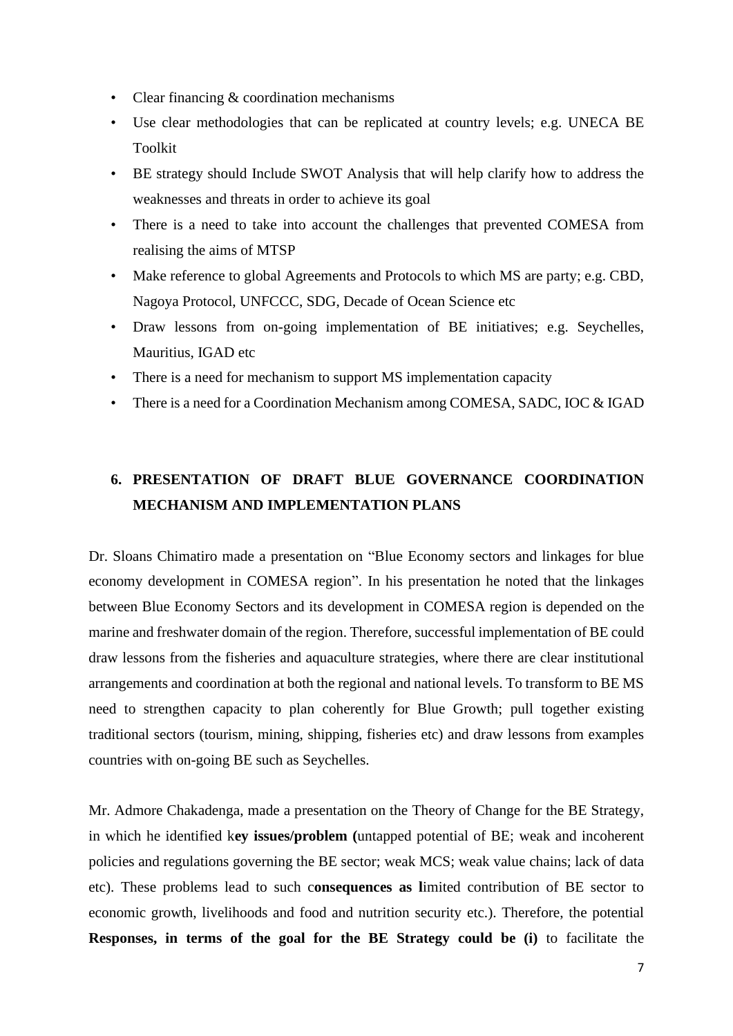- Clear financing & coordination mechanisms
- Use clear methodologies that can be replicated at country levels; e.g. UNECA BE Toolkit
- BE strategy should Include SWOT Analysis that will help clarify how to address the weaknesses and threats in order to achieve its goal
- There is a need to take into account the challenges that prevented COMESA from realising the aims of MTSP
- Make reference to global Agreements and Protocols to which MS are party; e.g. CBD, Nagoya Protocol, UNFCCC, SDG, Decade of Ocean Science etc
- Draw lessons from on-going implementation of BE initiatives; e.g. Seychelles, Mauritius, IGAD etc
- There is a need for mechanism to support MS implementation capacity
- There is a need for a Coordination Mechanism among COMESA, SADC, IOC & IGAD

## 6. PRESENTATION OF DRAFT BLUE GOVERNANCE COORDINATION MECHANISM AND IMPLEMENTATION PLANS

Dr. Sloans Chimatiro made a presentation on "Blue Economy sectors and linkages for blue economy development in COMESA region". In his presentation he noted that the linkages between Blue Economy Sectors and its development in COMESA region is depended on the marine and freshwater domain of the region. Therefore, successful implementation of BE could draw lessons from the fisheries and aquaculture strategies, where there are clear institutional arrangements and coordination at both the regional and national levels. To transform to BE MS need to strengthen capacity to plan coherently for Blue Growth; pull together existing traditional sectors (tourism, mining, shipping, fisheries etc) and draw lessons from examples countries with on-going BE such as Seychelles.

Mr. Admore Chakadenga, made a presentation on the Theory of Change for the BE Strategy, in which he identified k**ey issues/problem (**untapped potential of BE; weak and incoherent policies and regulations governing the BE sector; weak MCS; weak value chains; lack of data etc). These problems lead to such c**onsequences as l**imited contribution of BE sector to economic growth, livelihoods and food and nutrition security etc.). Therefore, the potential **Responses, in terms of the goal for the BE Strategy could be (i)** to facilitate the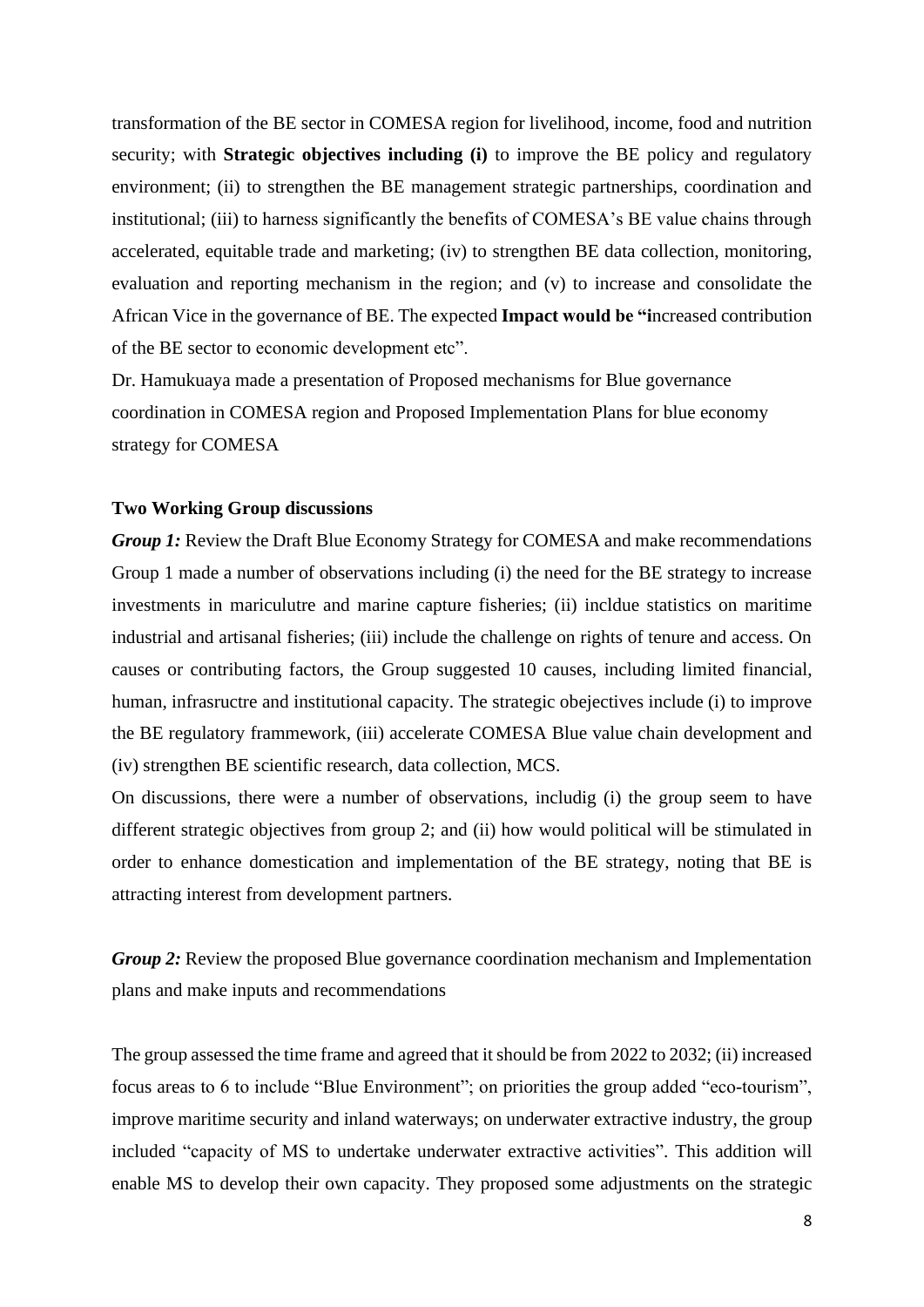transformation of the BE sector in COMESA region for livelihood, income, food and nutrition security; with **Strategic objectives including (i)** to improve the BE policy and regulatory environment; (ii) to strengthen the BE management strategic partnerships, coordination and institutional; (iii) to harness significantly the benefits of COMESA's BE value chains through accelerated, equitable trade and marketing; (iv) to strengthen BE data collection, monitoring, evaluation and reporting mechanism in the region; and (v) to increase and consolidate the African Vice in the governance of BE. The expected **Impact would be "i**ncreased contribution of the BE sector to economic development etc".

Dr. Hamukuaya made a presentation of Proposed mechanisms for Blue governance coordination in COMESA region and Proposed Implementation Plans for blue economy strategy for COMESA

**Two Working Group discussions**

***Group 1:*** Review the Draft Blue Economy Strategy for COMESA and make recommendations

Group 1 made a number of observations including (i) the need for the BE strategy to increase investments in mariculutre and marine capture fisheries; (ii) incldue statistics on maritime industrial and artisanal fisheries; (iii) include the challenge on rights of tenure and access. On causes or contributing factors, the Group suggested 10 causes, including limited financial, human, infrasructre and institutional capacity. The strategic obejectives include (i) to improve the BE regulatory frammework, (iii) accelerate COMESA Blue value chain development and (iv) strengthen BE scientific research, data collection, MCS.

On discussions, there were a number of observations, includig (i) the group seem to have different strategic objectives from group 2; and (ii) how would political will be stimulated in order to enhance domestication and implementation of the BE strategy, noting that BE is attracting interest from development partners.

***Group 2:*** Review the proposed Blue governance coordination mechanism and Implementation plans and make inputs and recommendations

The group assessed the time frame and agreed that it should be from 2022 to 2032; (ii) increased focus areas to 6 to include "Blue Environment"; on priorities the group added "eco-tourism", improve maritime security and inland waterways; on underwater extractive industry, the group included "capacity of MS to undertake underwater extractive activities". This addition will enable MS to develop their own capacity. They proposed some adjustments on the strategic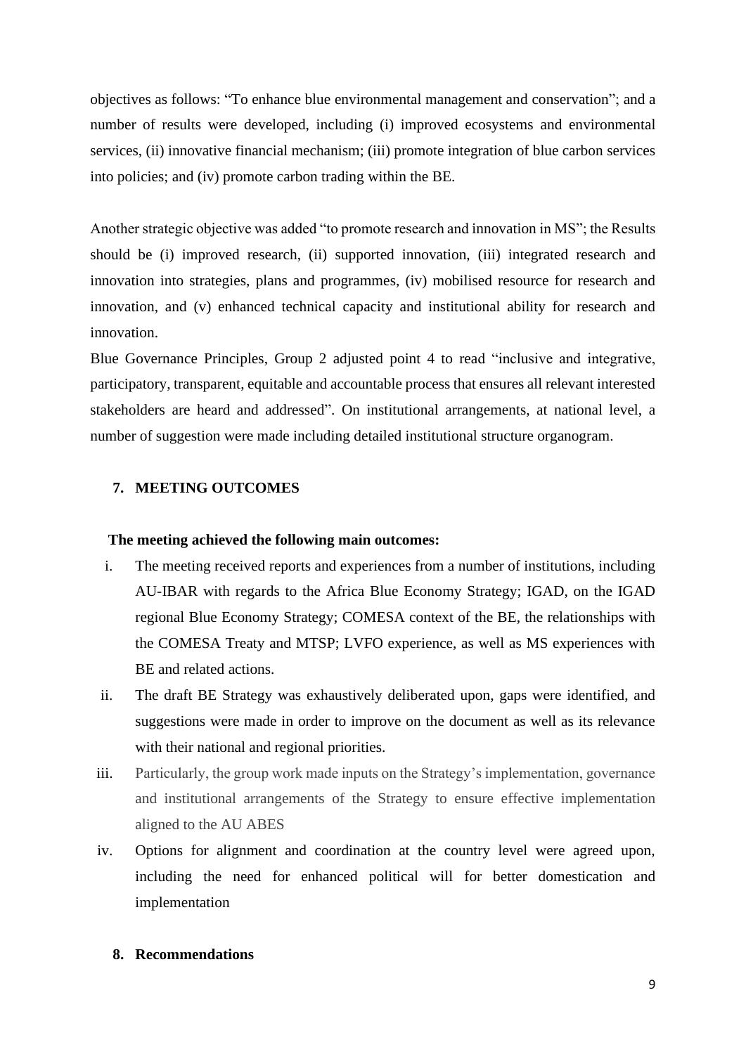objectives as follows: "To enhance blue environmental management and conservation"; and a number of results were developed, including (i) improved ecosystems and environmental services, (ii) innovative financial mechanism; (iii) promote integration of blue carbon services into policies; and (iv) promote carbon trading within the BE.

Another strategic objective was added "to promote research and innovation in MS"; the Results should be (i) improved research, (ii) supported innovation, (iii) integrated research and innovation into strategies, plans and programmes, (iv) mobilised resource for research and innovation, and (v) enhanced technical capacity and institutional ability for research and innovation.

Blue Governance Principles, Group 2 adjusted point 4 to read "inclusive and integrative, participatory, transparent, equitable and accountable process that ensures all relevant interested stakeholders are heard and addressed". On institutional arrangements, at national level, a number of suggestion were made including detailed institutional structure organogram.

## 7. MEETING OUTCOMES

**The meeting achieved the following main outcomes:**

i. The meeting received reports and experiences from a number of institutions, including AU-IBAR with regards to the Africa Blue Economy Strategy; IGAD, on the IGAD regional Blue Economy Strategy; COMESA context of the BE, the relationships with the COMESA Treaty and MTSP; LVFO experience, as well as MS experiences with BE and related actions.

ii. The draft BE Strategy was exhaustively deliberated upon, gaps were identified, and suggestions were made in order to improve on the document as well as its relevance with their national and regional priorities.

iii. Particularly, the group work made inputs on the Strategy's implementation, governance and institutional arrangements of the Strategy to ensure effective implementation aligned to the AU ABES

iv. Options for alignment and coordination at the country level were agreed upon, including the need for enhanced political will for better domestication and implementation

## 8. Recommendations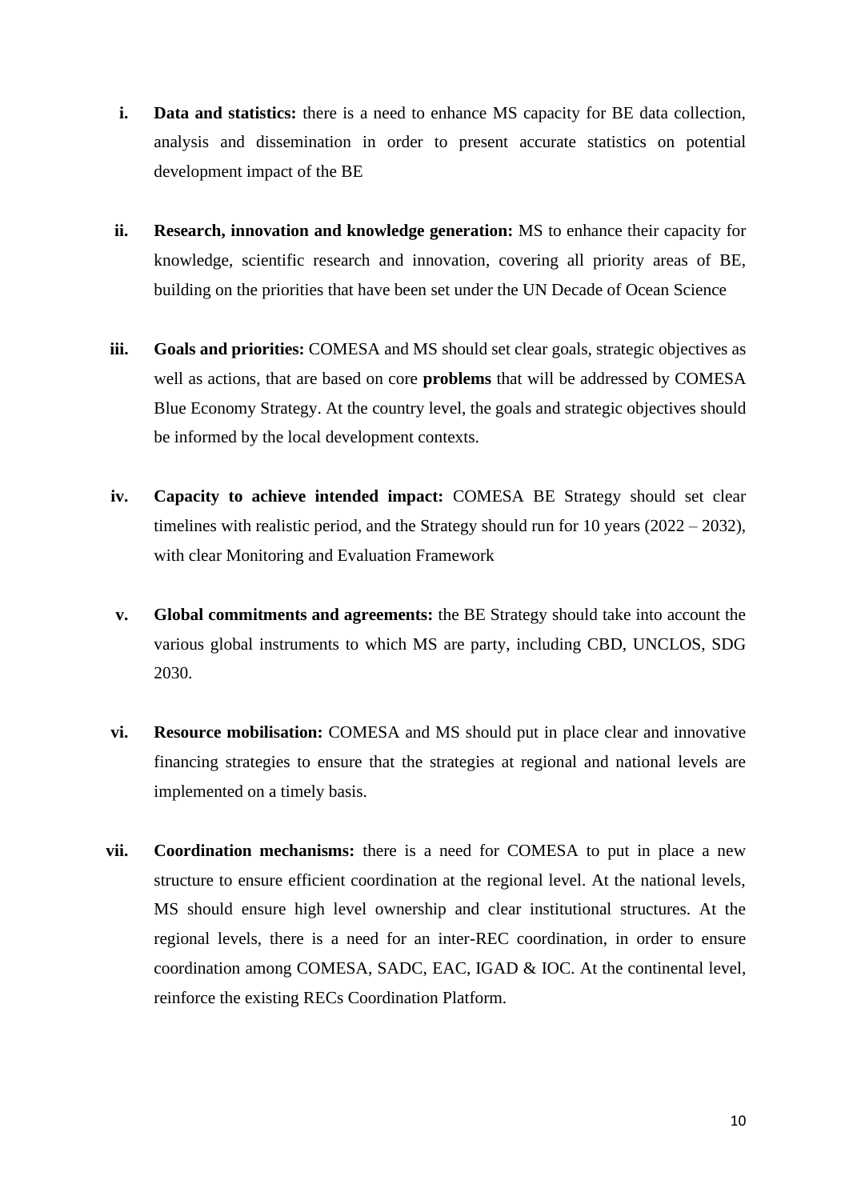i. **Data and statistics:** there is a need to enhance MS capacity for BE data collection, analysis and dissemination in order to present accurate statistics on potential development impact of the BE

ii. **Research, innovation and knowledge generation:** MS to enhance their capacity for knowledge, scientific research and innovation, covering all priority areas of BE, building on the priorities that have been set under the UN Decade of Ocean Science

iii. **Goals and priorities:** COMESA and MS should set clear goals, strategic objectives as well as actions, that are based on core **problems** that will be addressed by COMESA Blue Economy Strategy. At the country level, the goals and strategic objectives should be informed by the local development contexts.

iv. **Capacity to achieve intended impact:** COMESA BE Strategy should set clear timelines with realistic period, and the Strategy should run for 10 years (2022 – 2032), with clear Monitoring and Evaluation Framework

v. **Global commitments and agreements:** the BE Strategy should take into account the various global instruments to which MS are party, including CBD, UNCLOS, SDG 2030.

vi. **Resource mobilisation:** COMESA and MS should put in place clear and innovative financing strategies to ensure that the strategies at regional and national levels are implemented on a timely basis.

vii. **Coordination mechanisms:** there is a need for COMESA to put in place a new structure to ensure efficient coordination at the regional level. At the national levels, MS should ensure high level ownership and clear institutional structures. At the regional levels, there is a need for an inter-REC coordination, in order to ensure coordination among COMESA, SADC, EAC, IGAD & IOC. At the continental level, reinforce the existing RECs Coordination Platform.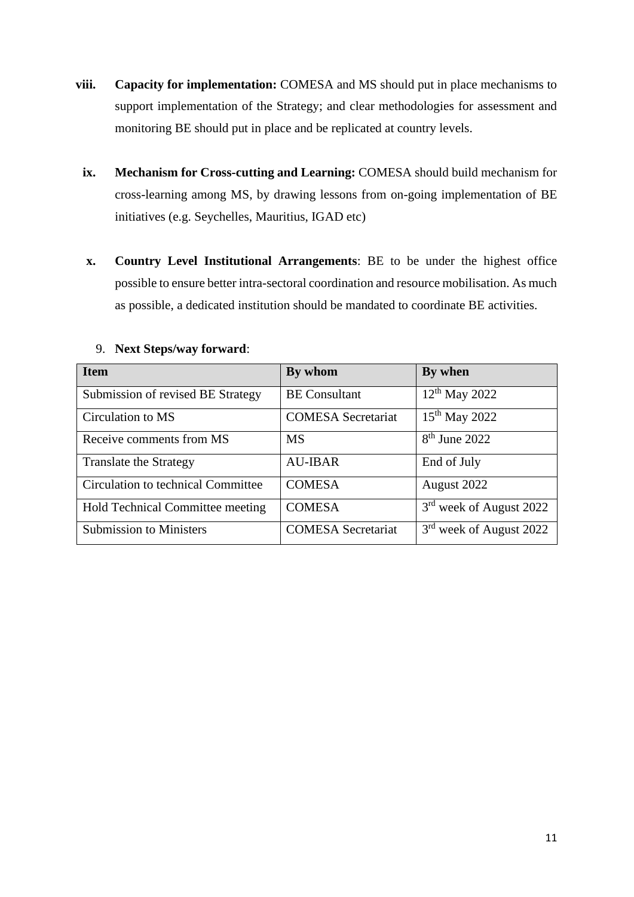- **viii. Capacity for implementation:** COMESA and MS should put in place mechanisms to support implementation of the Strategy; and clear methodologies for assessment and monitoring BE should put in place and be replicated at country levels.

- **ix. Mechanism for Cross-cutting and Learning:** COMESA should build mechanism for cross-learning among MS, by drawing lessons from on-going implementation of BE initiatives (e.g. Seychelles, Mauritius, IGAD etc)

- **x. Country Level Institutional Arrangements**: BE to be under the highest office possible to ensure better intra-sectoral coordination and resource mobilisation. As much as possible, a dedicated institution should be mandated to coordinate BE activities.

9. **Next Steps/way forward**:

| Item | By whom | By when |
|---|---|---|
| Submission of revised BE Strategy | BE Consultant | 12th May 2022 |
| Circulation to MS | COMESA Secretariat | 15th May 2022 |
| Receive comments from MS | MS | 8th June 2022 |
| Translate the Strategy | AU-IBAR | End of July |
| Circulation to technical Committee | COMESA | August 2022 |
| Hold Technical Committee meeting | COMESA | 3rd week of August 2022 |
| Submission to Ministers | COMESA Secretariat | 3rd week of August 2022 |